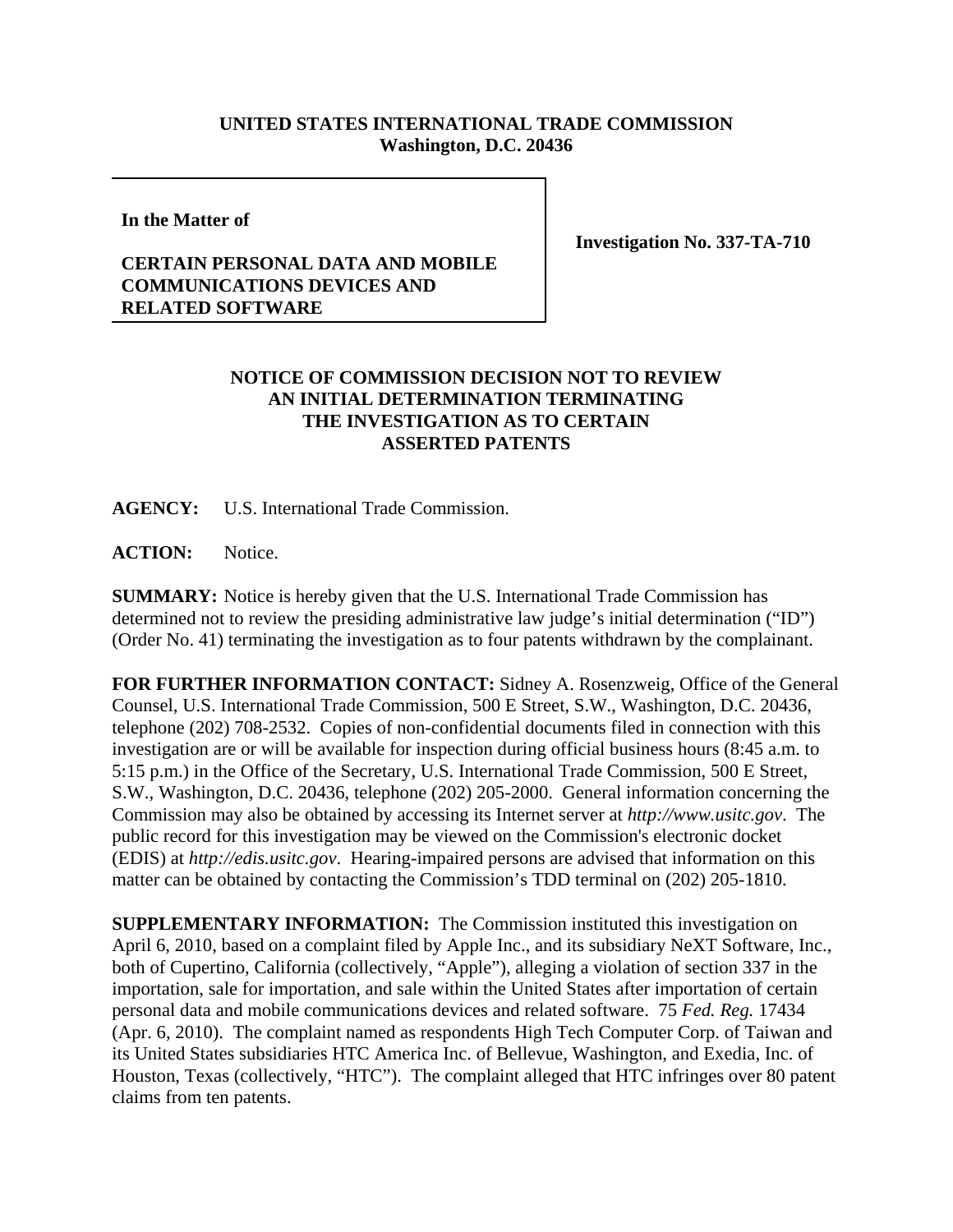**UNITED STATES INTERNATIONAL TRADE COMMISSION**
**Washington, D.C. 20436**

**In the Matter of**

**CERTAIN PERSONAL DATA AND MOBILE COMMUNICATIONS DEVICES AND RELATED SOFTWARE**

**Investigation No. 337-TA-710**

## NOTICE OF COMMISSION DECISION NOT TO REVIEW AN INITIAL DETERMINATION TERMINATING THE INVESTIGATION AS TO CERTAIN ASSERTED PATENTS

**AGENCY:** U.S. International Trade Commission.

**ACTION:** Notice.

**SUMMARY:** Notice is hereby given that the U.S. International Trade Commission has determined not to review the presiding administrative law judge's initial determination ("ID") (Order No. 41) terminating the investigation as to four patents withdrawn by the complainant.

**FOR FURTHER INFORMATION CONTACT:** Sidney A. Rosenzweig, Office of the General Counsel, U.S. International Trade Commission, 500 E Street, S.W., Washington, D.C. 20436, telephone (202) 708-2532. Copies of non-confidential documents filed in connection with this investigation are or will be available for inspection during official business hours (8:45 a.m. to 5:15 p.m.) in the Office of the Secretary, U.S. International Trade Commission, 500 E Street, S.W., Washington, D.C. 20436, telephone (202) 205-2000. General information concerning the Commission may also be obtained by accessing its Internet server at *http://www.usitc.gov*. The public record for this investigation may be viewed on the Commission's electronic docket (EDIS) at *http://edis.usitc.gov*. Hearing-impaired persons are advised that information on this matter can be obtained by contacting the Commission's TDD terminal on (202) 205-1810.

**SUPPLEMENTARY INFORMATION:** The Commission instituted this investigation on April 6, 2010, based on a complaint filed by Apple Inc., and its subsidiary NeXT Software, Inc., both of Cupertino, California (collectively, "Apple"), alleging a violation of section 337 in the importation, sale for importation, and sale within the United States after importation of certain personal data and mobile communications devices and related software. 75 *Fed. Reg.* 17434 (Apr. 6, 2010). The complaint named as respondents High Tech Computer Corp. of Taiwan and its United States subsidiaries HTC America Inc. of Bellevue, Washington, and Exedia, Inc. of Houston, Texas (collectively, "HTC"). The complaint alleged that HTC infringes over 80 patent claims from ten patents.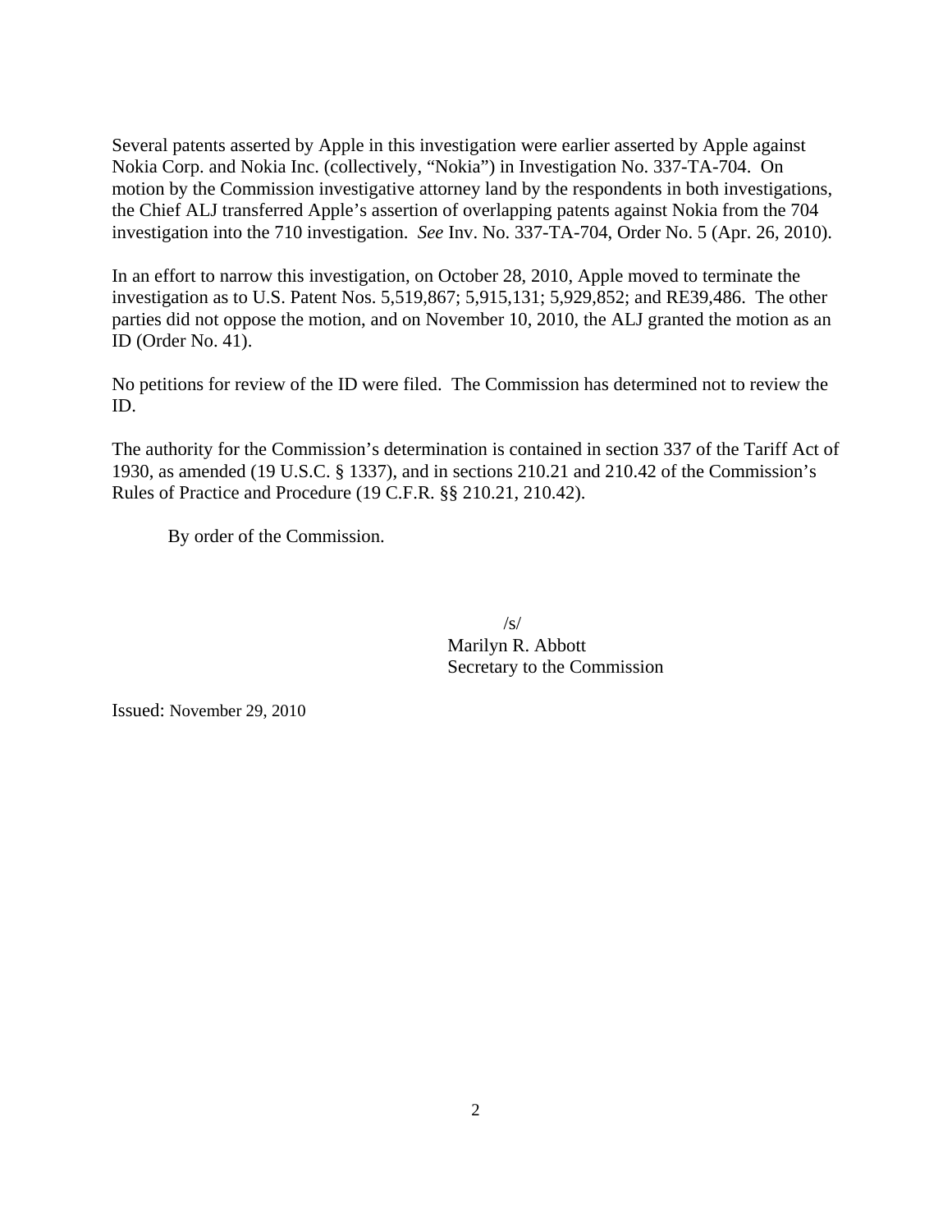Several patents asserted by Apple in this investigation were earlier asserted by Apple against Nokia Corp. and Nokia Inc. (collectively, "Nokia") in Investigation No. 337-TA-704. On motion by the Commission investigative attorney land by the respondents in both investigations, the Chief ALJ transferred Apple's assertion of overlapping patents against Nokia from the 704 investigation into the 710 investigation. *See* Inv. No. 337-TA-704, Order No. 5 (Apr. 26, 2010).

In an effort to narrow this investigation, on October 28, 2010, Apple moved to terminate the investigation as to U.S. Patent Nos. 5,519,867; 5,915,131; 5,929,852; and RE39,486. The other parties did not oppose the motion, and on November 10, 2010, the ALJ granted the motion as an ID (Order No. 41).

No petitions for review of the ID were filed. The Commission has determined not to review the ID.

The authority for the Commission's determination is contained in section 337 of the Tariff Act of 1930, as amended (19 U.S.C. § 1337), and in sections 210.21 and 210.42 of the Commission's Rules of Practice and Procedure (19 C.F.R. §§ 210.21, 210.42).

By order of the Commission.

/s/
Marilyn R. Abbott
Secretary to the Commission

Issued: November 29, 2010